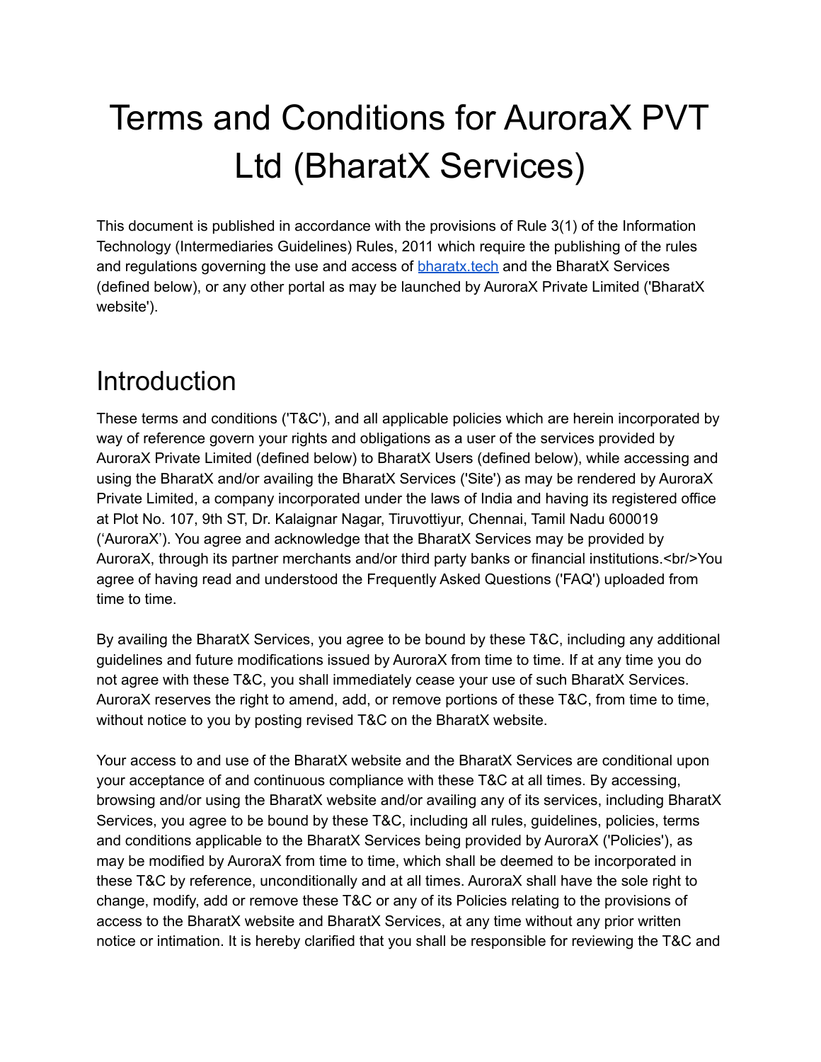# Terms and Conditions for AuroraX PVT Ltd (BharatX Services)

This document is published in accordance with the provisions of Rule 3(1) of the Information Technology (Intermediaries Guidelines) Rules, 2011 which require the publishing of the rules and regulations governing the use and access of [bharatx.tech](bharatx.tech) and the BharatX Services (defined below), or any other portal as may be launched by AuroraX Private Limited ('BharatX website').

## Introduction

These terms and conditions ('T&C'), and all applicable policies which are herein incorporated by way of reference govern your rights and obligations as a user of the services provided by AuroraX Private Limited (defined below) to BharatX Users (defined below), while accessing and using the BharatX and/or availing the BharatX Services ('Site') as may be rendered by AuroraX Private Limited, a company incorporated under the laws of India and having its registered office at Plot No. 107, 9th ST, Dr. Kalaignar Nagar, Tiruvottiyur, Chennai, Tamil Nadu 600019 ('AuroraX'). You agree and acknowledge that the BharatX Services may be provided by AuroraX, through its partner merchants and/or third party banks or financial institutions.<br/>You agree of having read and understood the Frequently Asked Questions ('FAQ') uploaded from time to time.

By availing the BharatX Services, you agree to be bound by these T&C, including any additional guidelines and future modifications issued by AuroraX from time to time. If at any time you do not agree with these T&C, you shall immediately cease your use of such BharatX Services. AuroraX reserves the right to amend, add, or remove portions of these T&C, from time to time, without notice to you by posting revised T&C on the BharatX website.

Your access to and use of the BharatX website and the BharatX Services are conditional upon your acceptance of and continuous compliance with these T&C at all times. By accessing, browsing and/or using the BharatX website and/or availing any of its services, including BharatX Services, you agree to be bound by these T&C, including all rules, guidelines, policies, terms and conditions applicable to the BharatX Services being provided by AuroraX ('Policies'), as may be modified by AuroraX from time to time, which shall be deemed to be incorporated in these T&C by reference, unconditionally and at all times. AuroraX shall have the sole right to change, modify, add or remove these T&C or any of its Policies relating to the provisions of access to the BharatX website and BharatX Services, at any time without any prior written notice or intimation. It is hereby clarified that you shall be responsible for reviewing the T&C and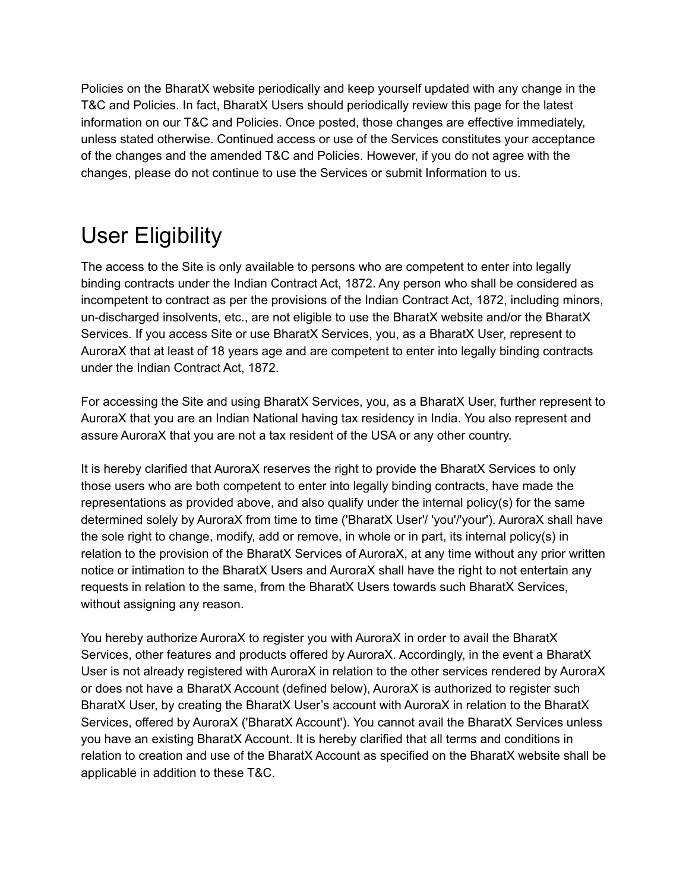Policies on the BharatX website periodically and keep yourself updated with any change in the T&C and Policies. In fact, BharatX Users should periodically review this page for the latest information on our T&C and Policies. Once posted, those changes are effective immediately, unless stated otherwise. Continued access or use of the Services constitutes your acceptance of the changes and the amended T&C and Policies. However, if you do not agree with the changes, please do not continue to use the Services or submit Information to us.

# User Eligibility

The access to the Site is only available to persons who are competent to enter into legally binding contracts under the Indian Contract Act, 1872. Any person who shall be considered as incompetent to contract as per the provisions of the Indian Contract Act, 1872, including minors, un-discharged insolvents, etc., are not eligible to use the BharatX website and/or the BharatX Services. If you access Site or use BharatX Services, you, as a BharatX User, represent to AuroraX that at least of 18 years age and are competent to enter into legally binding contracts under the Indian Contract Act, 1872.

For accessing the Site and using BharatX Services, you, as a BharatX User, further represent to AuroraX that you are an Indian National having tax residency in India. You also represent and assure AuroraX that you are not a tax resident of the USA or any other country.

It is hereby clarified that AuroraX reserves the right to provide the BharatX Services to only those users who are both competent to enter into legally binding contracts, have made the representations as provided above, and also qualify under the internal policy(s) for the same determined solely by AuroraX from time to time ('BharatX User'/ 'you'/'your'). AuroraX shall have the sole right to change, modify, add or remove, in whole or in part, its internal policy(s) in relation to the provision of the BharatX Services of AuroraX, at any time without any prior written notice or intimation to the BharatX Users and AuroraX shall have the right to not entertain any requests in relation to the same, from the BharatX Users towards such BharatX Services, without assigning any reason.

You hereby authorize AuroraX to register you with AuroraX in order to avail the BharatX Services, other features and products offered by AuroraX. Accordingly, in the event a BharatX User is not already registered with AuroraX in relation to the other services rendered by AuroraX or does not have a BharatX Account (defined below), AuroraX is authorized to register such BharatX User, by creating the BharatX User's account with AuroraX in relation to the BharatX Services, offered by AuroraX ('BharatX Account'). You cannot avail the BharatX Services unless you have an existing BharatX Account. It is hereby clarified that all terms and conditions in relation to creation and use of the BharatX Account as specified on the BharatX website shall be applicable in addition to these T&C.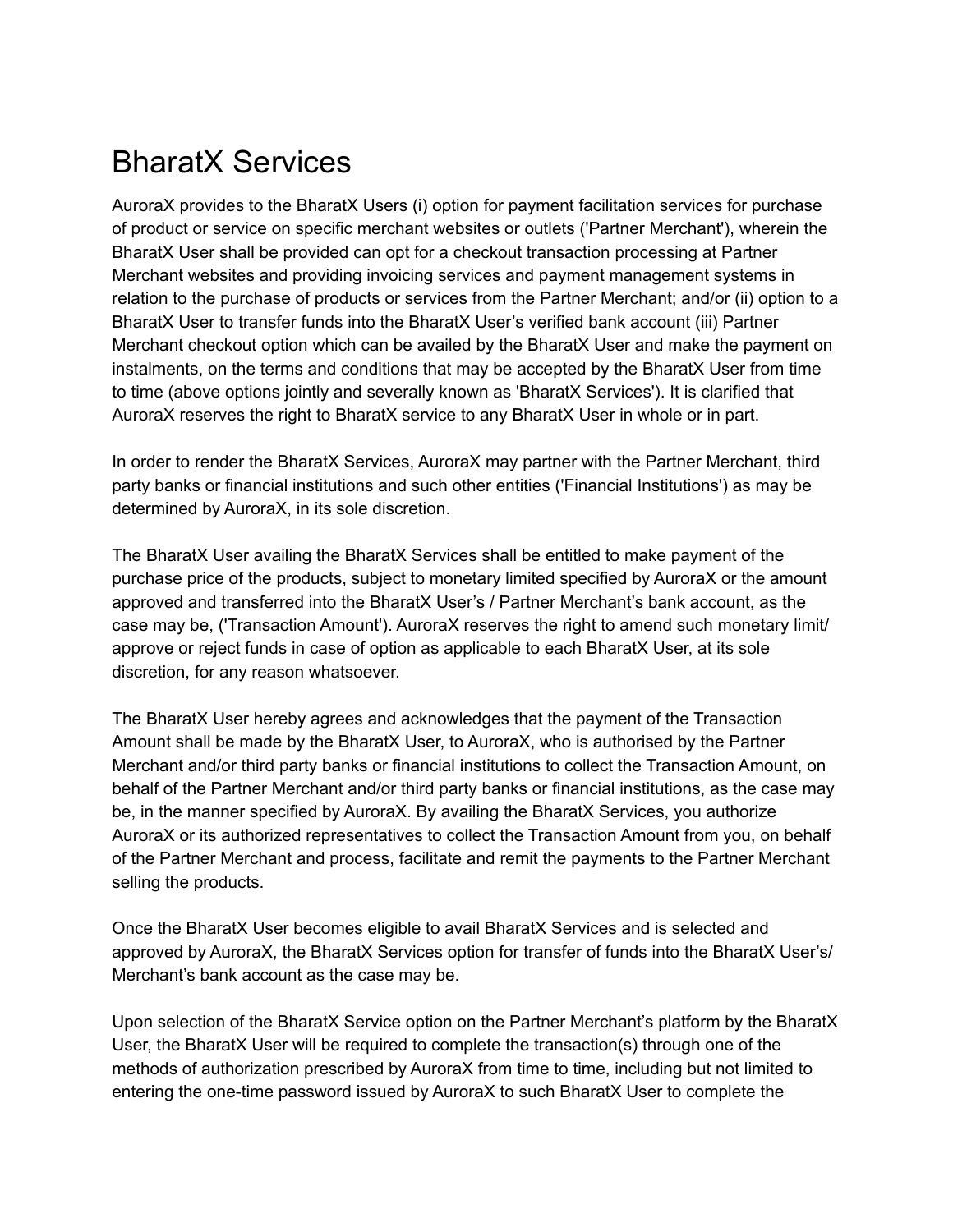# BharatX Services

AuroraX provides to the BharatX Users (i) option for payment facilitation services for purchase of product or service on specific merchant websites or outlets ('Partner Merchant'), wherein the BharatX User shall be provided can opt for a checkout transaction processing at Partner Merchant websites and providing invoicing services and payment management systems in relation to the purchase of products or services from the Partner Merchant; and/or (ii) option to a BharatX User to transfer funds into the BharatX User's verified bank account (iii) Partner Merchant checkout option which can be availed by the BharatX User and make the payment on instalments, on the terms and conditions that may be accepted by the BharatX User from time to time (above options jointly and severally known as 'BharatX Services'). It is clarified that AuroraX reserves the right to BharatX service to any BharatX User in whole or in part.

In order to render the BharatX Services, AuroraX may partner with the Partner Merchant, third party banks or financial institutions and such other entities ('Financial Institutions') as may be determined by AuroraX, in its sole discretion.

The BharatX User availing the BharatX Services shall be entitled to make payment of the purchase price of the products, subject to monetary limited specified by AuroraX or the amount approved and transferred into the BharatX User's / Partner Merchant's bank account, as the case may be, ('Transaction Amount'). AuroraX reserves the right to amend such monetary limit/ approve or reject funds in case of option as applicable to each BharatX User, at its sole discretion, for any reason whatsoever.

The BharatX User hereby agrees and acknowledges that the payment of the Transaction Amount shall be made by the BharatX User, to AuroraX, who is authorised by the Partner Merchant and/or third party banks or financial institutions to collect the Transaction Amount, on behalf of the Partner Merchant and/or third party banks or financial institutions, as the case may be, in the manner specified by AuroraX. By availing the BharatX Services, you authorize AuroraX or its authorized representatives to collect the Transaction Amount from you, on behalf of the Partner Merchant and process, facilitate and remit the payments to the Partner Merchant selling the products.

Once the BharatX User becomes eligible to avail BharatX Services and is selected and approved by AuroraX, the BharatX Services option for transfer of funds into the BharatX User's/ Merchant's bank account as the case may be.

Upon selection of the BharatX Service option on the Partner Merchant's platform by the BharatX User, the BharatX User will be required to complete the transaction(s) through one of the methods of authorization prescribed by AuroraX from time to time, including but not limited to entering the one-time password issued by AuroraX to such BharatX User to complete the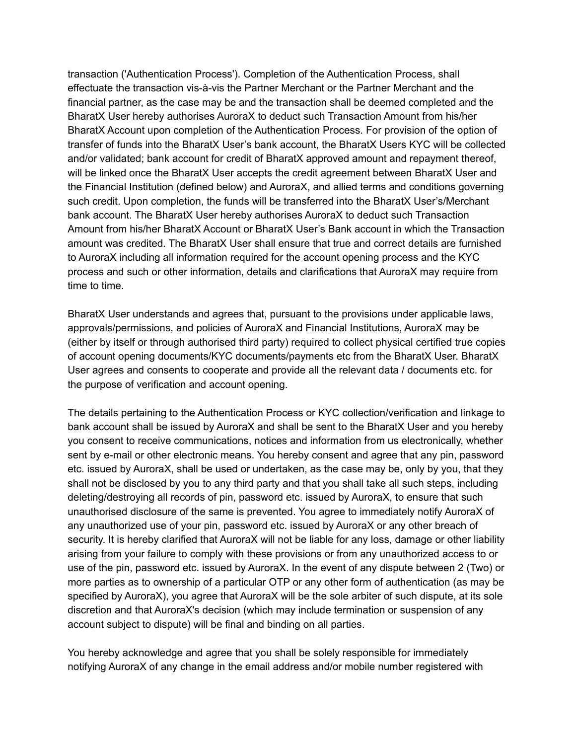transaction ('Authentication Process'). Completion of the Authentication Process, shall effectuate the transaction vis-à-vis the Partner Merchant or the Partner Merchant and the financial partner, as the case may be and the transaction shall be deemed completed and the BharatX User hereby authorises AuroraX to deduct such Transaction Amount from his/her BharatX Account upon completion of the Authentication Process. For provision of the option of transfer of funds into the BharatX User's bank account, the BharatX Users KYC will be collected and/or validated; bank account for credit of BharatX approved amount and repayment thereof, will be linked once the BharatX User accepts the credit agreement between BharatX User and the Financial Institution (defined below) and AuroraX, and allied terms and conditions governing such credit. Upon completion, the funds will be transferred into the BharatX User's/Merchant bank account. The BharatX User hereby authorises AuroraX to deduct such Transaction Amount from his/her BharatX Account or BharatX User's Bank account in which the Transaction amount was credited. The BharatX User shall ensure that true and correct details are furnished to AuroraX including all information required for the account opening process and the KYC process and such or other information, details and clarifications that AuroraX may require from time to time.

BharatX User understands and agrees that, pursuant to the provisions under applicable laws, approvals/permissions, and policies of AuroraX and Financial Institutions, AuroraX may be (either by itself or through authorised third party) required to collect physical certified true copies of account opening documents/KYC documents/payments etc from the BharatX User. BharatX User agrees and consents to cooperate and provide all the relevant data / documents etc. for the purpose of verification and account opening.

The details pertaining to the Authentication Process or KYC collection/verification and linkage to bank account shall be issued by AuroraX and shall be sent to the BharatX User and you hereby you consent to receive communications, notices and information from us electronically, whether sent by e-mail or other electronic means. You hereby consent and agree that any pin, password etc. issued by AuroraX, shall be used or undertaken, as the case may be, only by you, that they shall not be disclosed by you to any third party and that you shall take all such steps, including deleting/destroying all records of pin, password etc. issued by AuroraX, to ensure that such unauthorised disclosure of the same is prevented. You agree to immediately notify AuroraX of any unauthorized use of your pin, password etc. issued by AuroraX or any other breach of security. It is hereby clarified that AuroraX will not be liable for any loss, damage or other liability arising from your failure to comply with these provisions or from any unauthorized access to or use of the pin, password etc. issued by AuroraX. In the event of any dispute between 2 (Two) or more parties as to ownership of a particular OTP or any other form of authentication (as may be specified by AuroraX), you agree that AuroraX will be the sole arbiter of such dispute, at its sole discretion and that AuroraX's decision (which may include termination or suspension of any account subject to dispute) will be final and binding on all parties.

You hereby acknowledge and agree that you shall be solely responsible for immediately notifying AuroraX of any change in the email address and/or mobile number registered with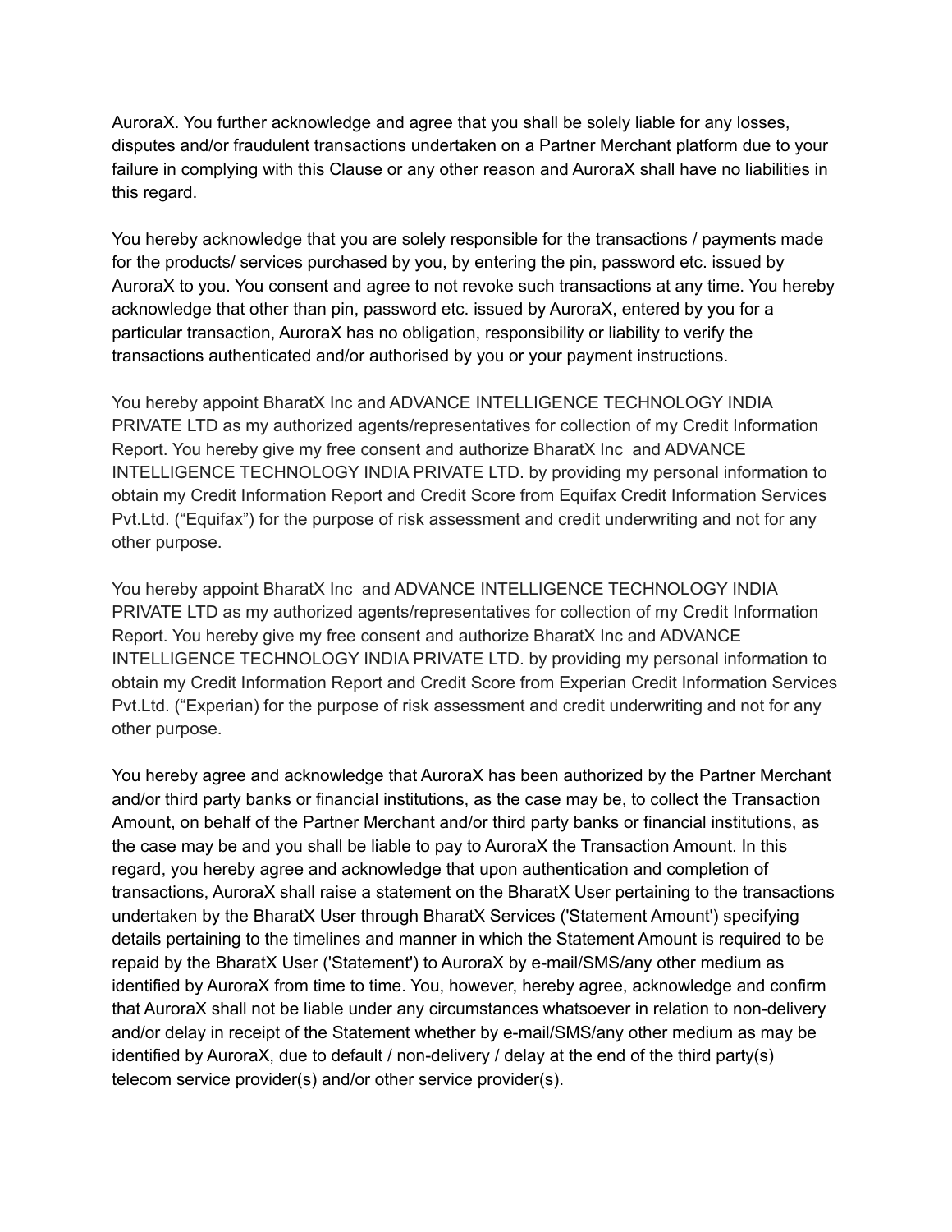AuroraX. You further acknowledge and agree that you shall be solely liable for any losses, disputes and/or fraudulent transactions undertaken on a Partner Merchant platform due to your failure in complying with this Clause or any other reason and AuroraX shall have no liabilities in this regard.

You hereby acknowledge that you are solely responsible for the transactions / payments made for the products/ services purchased by you, by entering the pin, password etc. issued by AuroraX to you. You consent and agree to not revoke such transactions at any time. You hereby acknowledge that other than pin, password etc. issued by AuroraX, entered by you for a particular transaction, AuroraX has no obligation, responsibility or liability to verify the transactions authenticated and/or authorised by you or your payment instructions.

You hereby appoint BharatX Inc and ADVANCE INTELLIGENCE TECHNOLOGY INDIA PRIVATE LTD as my authorized agents/representatives for collection of my Credit Information Report. You hereby give my free consent and authorize BharatX Inc and ADVANCE INTELLIGENCE TECHNOLOGY INDIA PRIVATE LTD. by providing my personal information to obtain my Credit Information Report and Credit Score from Equifax Credit Information Services Pvt.Ltd. ("Equifax") for the purpose of risk assessment and credit underwriting and not for any other purpose.

You hereby appoint BharatX Inc and ADVANCE INTELLIGENCE TECHNOLOGY INDIA PRIVATE LTD as my authorized agents/representatives for collection of my Credit Information Report. You hereby give my free consent and authorize BharatX Inc and ADVANCE INTELLIGENCE TECHNOLOGY INDIA PRIVATE LTD. by providing my personal information to obtain my Credit Information Report and Credit Score from Experian Credit Information Services Pvt.Ltd. ("Experian) for the purpose of risk assessment and credit underwriting and not for any other purpose.

You hereby agree and acknowledge that AuroraX has been authorized by the Partner Merchant and/or third party banks or financial institutions, as the case may be, to collect the Transaction Amount, on behalf of the Partner Merchant and/or third party banks or financial institutions, as the case may be and you shall be liable to pay to AuroraX the Transaction Amount. In this regard, you hereby agree and acknowledge that upon authentication and completion of transactions, AuroraX shall raise a statement on the BharatX User pertaining to the transactions undertaken by the BharatX User through BharatX Services ('Statement Amount') specifying details pertaining to the timelines and manner in which the Statement Amount is required to be repaid by the BharatX User ('Statement') to AuroraX by e-mail/SMS/any other medium as identified by AuroraX from time to time. You, however, hereby agree, acknowledge and confirm that AuroraX shall not be liable under any circumstances whatsoever in relation to non-delivery and/or delay in receipt of the Statement whether by e-mail/SMS/any other medium as may be identified by AuroraX, due to default / non-delivery / delay at the end of the third party(s) telecom service provider(s) and/or other service provider(s).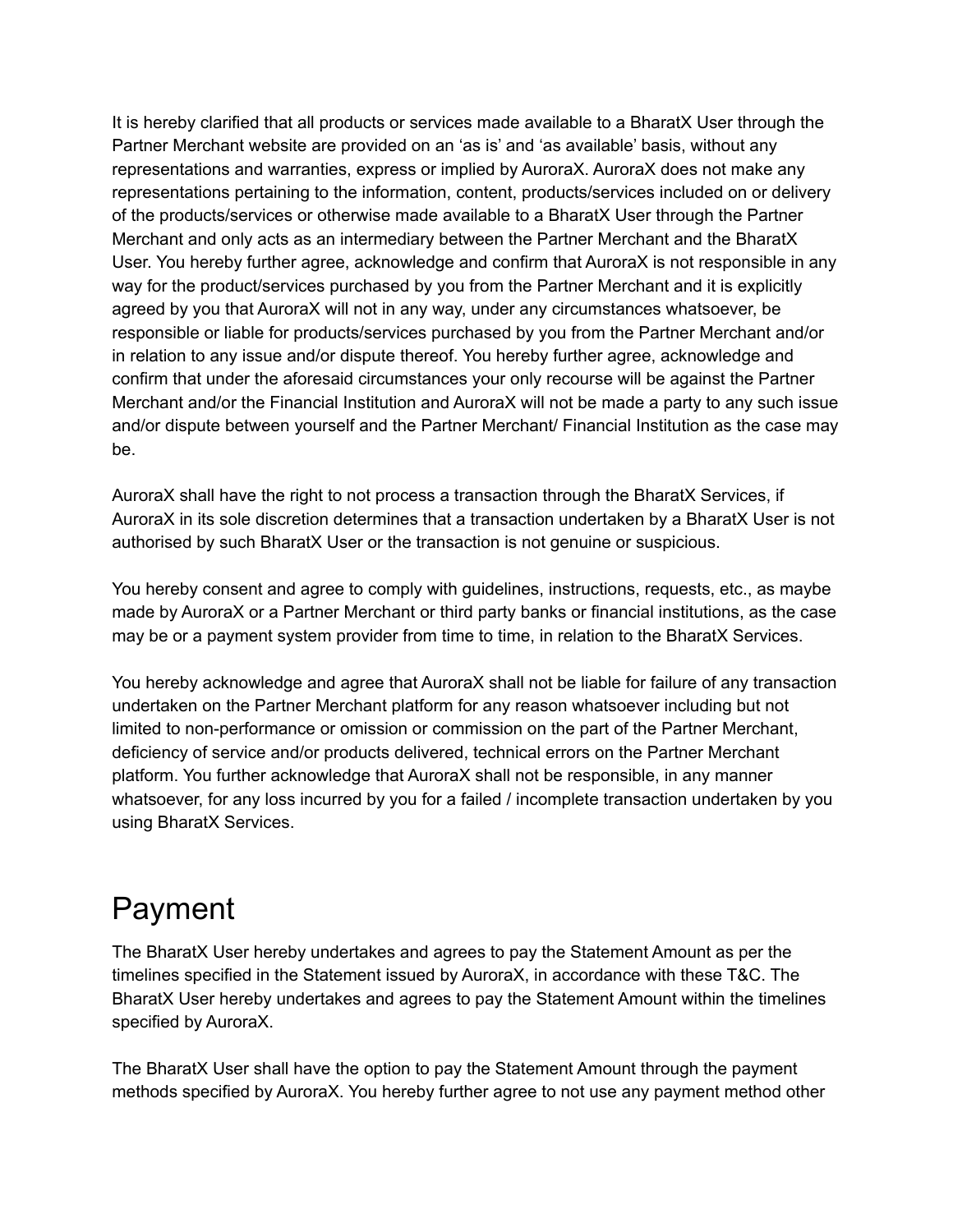It is hereby clarified that all products or services made available to a BharatX User through the Partner Merchant website are provided on an ‘as is’ and ‘as available’ basis, without any representations and warranties, express or implied by AuroraX. AuroraX does not make any representations pertaining to the information, content, products/services included on or delivery of the products/services or otherwise made available to a BharatX User through the Partner Merchant and only acts as an intermediary between the Partner Merchant and the BharatX User. You hereby further agree, acknowledge and confirm that AuroraX is not responsible in any way for the product/services purchased by you from the Partner Merchant and it is explicitly agreed by you that AuroraX will not in any way, under any circumstances whatsoever, be responsible or liable for products/services purchased by you from the Partner Merchant and/or in relation to any issue and/or dispute thereof. You hereby further agree, acknowledge and confirm that under the aforesaid circumstances your only recourse will be against the Partner Merchant and/or the Financial Institution and AuroraX will not be made a party to any such issue and/or dispute between yourself and the Partner Merchant/ Financial Institution as the case may be.

AuroraX shall have the right to not process a transaction through the BharatX Services, if AuroraX in its sole discretion determines that a transaction undertaken by a BharatX User is not authorised by such BharatX User or the transaction is not genuine or suspicious.

You hereby consent and agree to comply with guidelines, instructions, requests, etc., as maybe made by AuroraX or a Partner Merchant or third party banks or financial institutions, as the case may be or a payment system provider from time to time, in relation to the BharatX Services.

You hereby acknowledge and agree that AuroraX shall not be liable for failure of any transaction undertaken on the Partner Merchant platform for any reason whatsoever including but not limited to non-performance or omission or commission on the part of the Partner Merchant, deficiency of service and/or products delivered, technical errors on the Partner Merchant platform. You further acknowledge that AuroraX shall not be responsible, in any manner whatsoever, for any loss incurred by you for a failed / incomplete transaction undertaken by you using BharatX Services.

# Payment

The BharatX User hereby undertakes and agrees to pay the Statement Amount as per the timelines specified in the Statement issued by AuroraX, in accordance with these T&C. The BharatX User hereby undertakes and agrees to pay the Statement Amount within the timelines specified by AuroraX.

The BharatX User shall have the option to pay the Statement Amount through the payment methods specified by AuroraX. You hereby further agree to not use any payment method other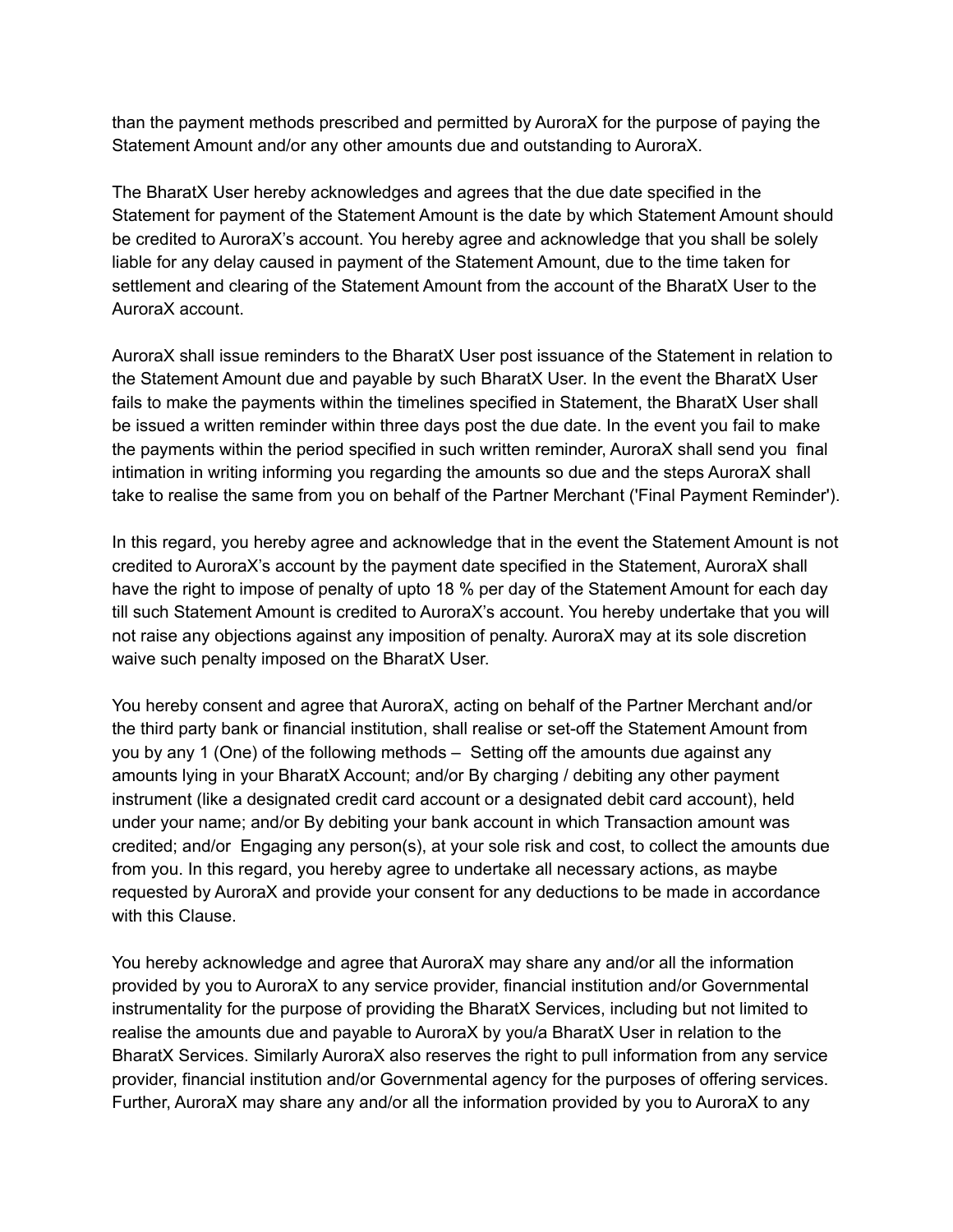than the payment methods prescribed and permitted by AuroraX for the purpose of paying the Statement Amount and/or any other amounts due and outstanding to AuroraX.

The BharatX User hereby acknowledges and agrees that the due date specified in the Statement for payment of the Statement Amount is the date by which Statement Amount should be credited to AuroraX's account. You hereby agree and acknowledge that you shall be solely liable for any delay caused in payment of the Statement Amount, due to the time taken for settlement and clearing of the Statement Amount from the account of the BharatX User to the AuroraX account.

AuroraX shall issue reminders to the BharatX User post issuance of the Statement in relation to the Statement Amount due and payable by such BharatX User. In the event the BharatX User fails to make the payments within the timelines specified in Statement, the BharatX User shall be issued a written reminder within three days post the due date. In the event you fail to make the payments within the period specified in such written reminder, AuroraX shall send you final intimation in writing informing you regarding the amounts so due and the steps AuroraX shall take to realise the same from you on behalf of the Partner Merchant ('Final Payment Reminder').

In this regard, you hereby agree and acknowledge that in the event the Statement Amount is not credited to AuroraX's account by the payment date specified in the Statement, AuroraX shall have the right to impose of penalty of upto 18 % per day of the Statement Amount for each day till such Statement Amount is credited to AuroraX's account. You hereby undertake that you will not raise any objections against any imposition of penalty. AuroraX may at its sole discretion waive such penalty imposed on the BharatX User.

You hereby consent and agree that AuroraX, acting on behalf of the Partner Merchant and/or the third party bank or financial institution, shall realise or set-off the Statement Amount from you by any 1 (One) of the following methods – Setting off the amounts due against any amounts lying in your BharatX Account; and/or By charging / debiting any other payment instrument (like a designated credit card account or a designated debit card account), held under your name; and/or By debiting your bank account in which Transaction amount was credited; and/or Engaging any person(s), at your sole risk and cost, to collect the amounts due from you. In this regard, you hereby agree to undertake all necessary actions, as maybe requested by AuroraX and provide your consent for any deductions to be made in accordance with this Clause.

You hereby acknowledge and agree that AuroraX may share any and/or all the information provided by you to AuroraX to any service provider, financial institution and/or Governmental instrumentality for the purpose of providing the BharatX Services, including but not limited to realise the amounts due and payable to AuroraX by you/a BharatX User in relation to the BharatX Services. Similarly AuroraX also reserves the right to pull information from any service provider, financial institution and/or Governmental agency for the purposes of offering services. Further, AuroraX may share any and/or all the information provided by you to AuroraX to any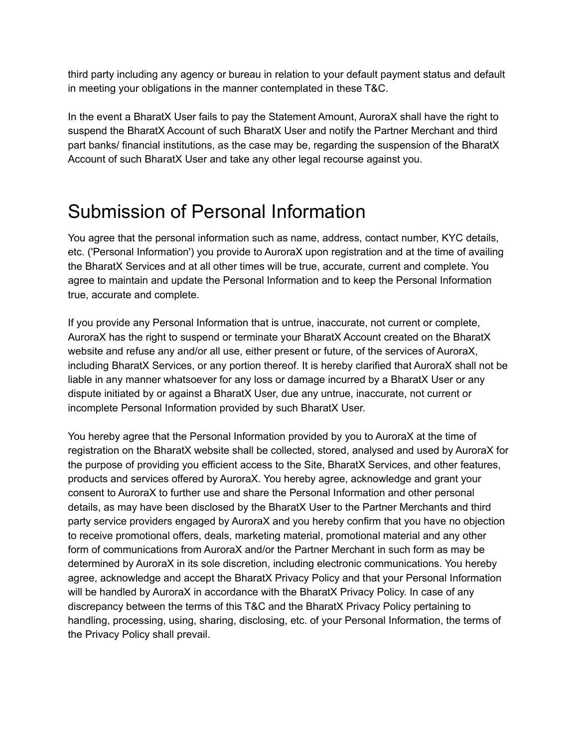third party including any agency or bureau in relation to your default payment status and default in meeting your obligations in the manner contemplated in these T&C.

In the event a BharatX User fails to pay the Statement Amount, AuroraX shall have the right to suspend the BharatX Account of such BharatX User and notify the Partner Merchant and third part banks/ financial institutions, as the case may be, regarding the suspension of the BharatX Account of such BharatX User and take any other legal recourse against you.

# Submission of Personal Information

You agree that the personal information such as name, address, contact number, KYC details, etc. ('Personal Information') you provide to AuroraX upon registration and at the time of availing the BharatX Services and at all other times will be true, accurate, current and complete. You agree to maintain and update the Personal Information and to keep the Personal Information true, accurate and complete.

If you provide any Personal Information that is untrue, inaccurate, not current or complete, AuroraX has the right to suspend or terminate your BharatX Account created on the BharatX website and refuse any and/or all use, either present or future, of the services of AuroraX, including BharatX Services, or any portion thereof. It is hereby clarified that AuroraX shall not be liable in any manner whatsoever for any loss or damage incurred by a BharatX User or any dispute initiated by or against a BharatX User, due any untrue, inaccurate, not current or incomplete Personal Information provided by such BharatX User.

You hereby agree that the Personal Information provided by you to AuroraX at the time of registration on the BharatX website shall be collected, stored, analysed and used by AuroraX for the purpose of providing you efficient access to the Site, BharatX Services, and other features, products and services offered by AuroraX. You hereby agree, acknowledge and grant your consent to AuroraX to further use and share the Personal Information and other personal details, as may have been disclosed by the BharatX User to the Partner Merchants and third party service providers engaged by AuroraX and you hereby confirm that you have no objection to receive promotional offers, deals, marketing material, promotional material and any other form of communications from AuroraX and/or the Partner Merchant in such form as may be determined by AuroraX in its sole discretion, including electronic communications. You hereby agree, acknowledge and accept the BharatX Privacy Policy and that your Personal Information will be handled by AuroraX in accordance with the BharatX Privacy Policy. In case of any discrepancy between the terms of this T&C and the BharatX Privacy Policy pertaining to handling, processing, using, sharing, disclosing, etc. of your Personal Information, the terms of the Privacy Policy shall prevail.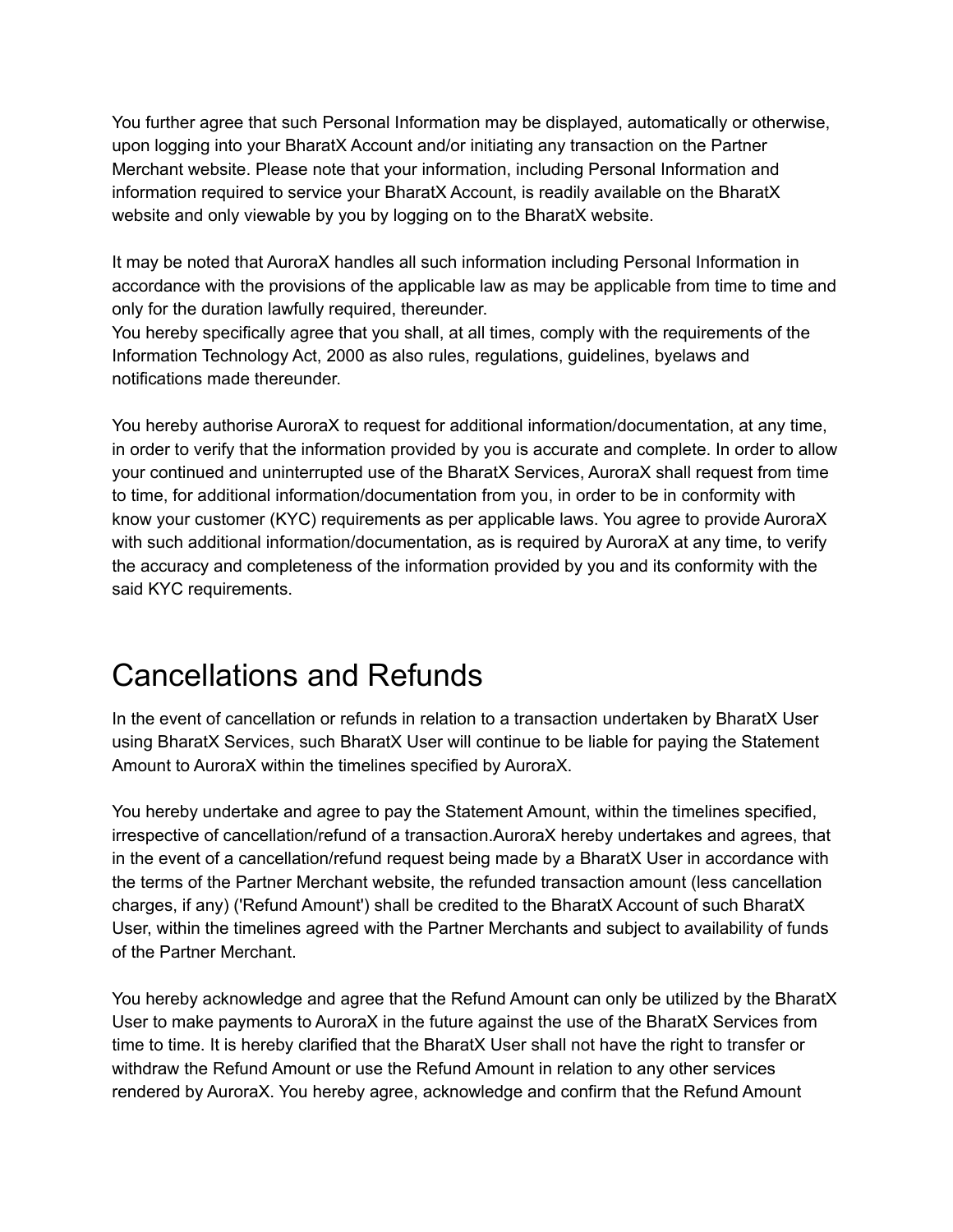You further agree that such Personal Information may be displayed, automatically or otherwise, upon logging into your BharatX Account and/or initiating any transaction on the Partner Merchant website. Please note that your information, including Personal Information and information required to service your BharatX Account, is readily available on the BharatX website and only viewable by you by logging on to the BharatX website.

It may be noted that AuroraX handles all such information including Personal Information in accordance with the provisions of the applicable law as may be applicable from time to time and only for the duration lawfully required, thereunder.
You hereby specifically agree that you shall, at all times, comply with the requirements of the Information Technology Act, 2000 as also rules, regulations, guidelines, byelaws and notifications made thereunder.

You hereby authorise AuroraX to request for additional information/documentation, at any time, in order to verify that the information provided by you is accurate and complete. In order to allow your continued and uninterrupted use of the BharatX Services, AuroraX shall request from time to time, for additional information/documentation from you, in order to be in conformity with know your customer (KYC) requirements as per applicable laws. You agree to provide AuroraX with such additional information/documentation, as is required by AuroraX at any time, to verify the accuracy and completeness of the information provided by you and its conformity with the said KYC requirements.

# Cancellations and Refunds

In the event of cancellation or refunds in relation to a transaction undertaken by BharatX User using BharatX Services, such BharatX User will continue to be liable for paying the Statement Amount to AuroraX within the timelines specified by AuroraX.

You hereby undertake and agree to pay the Statement Amount, within the timelines specified, irrespective of cancellation/refund of a transaction.AuroraX hereby undertakes and agrees, that in the event of a cancellation/refund request being made by a BharatX User in accordance with the terms of the Partner Merchant website, the refunded transaction amount (less cancellation charges, if any) ('Refund Amount') shall be credited to the BharatX Account of such BharatX User, within the timelines agreed with the Partner Merchants and subject to availability of funds of the Partner Merchant.

You hereby acknowledge and agree that the Refund Amount can only be utilized by the BharatX User to make payments to AuroraX in the future against the use of the BharatX Services from time to time. It is hereby clarified that the BharatX User shall not have the right to transfer or withdraw the Refund Amount or use the Refund Amount in relation to any other services rendered by AuroraX. You hereby agree, acknowledge and confirm that the Refund Amount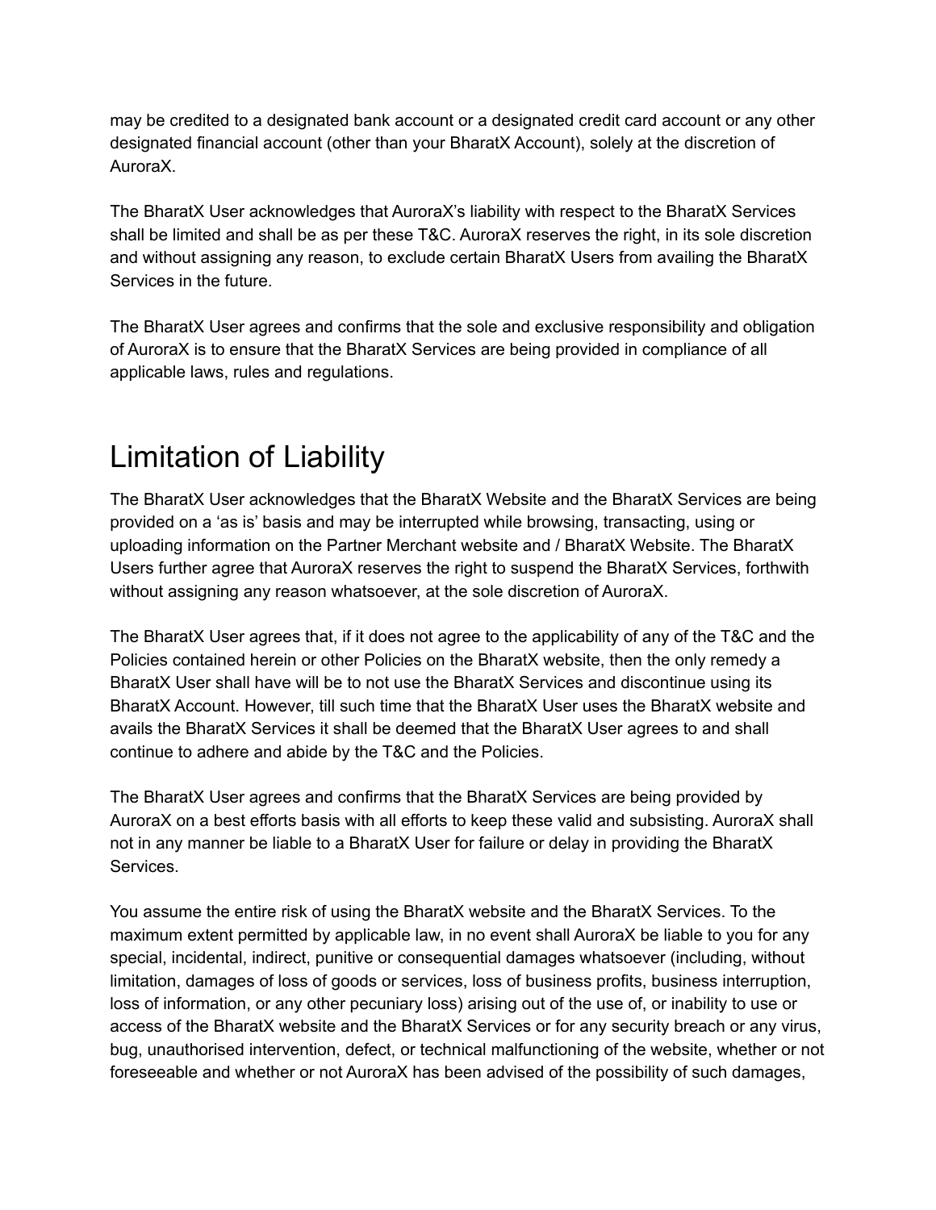may be credited to a designated bank account or a designated credit card account or any other designated financial account (other than your BharatX Account), solely at the discretion of AuroraX.

The BharatX User acknowledges that AuroraX's liability with respect to the BharatX Services shall be limited and shall be as per these T&C. AuroraX reserves the right, in its sole discretion and without assigning any reason, to exclude certain BharatX Users from availing the BharatX Services in the future.

The BharatX User agrees and confirms that the sole and exclusive responsibility and obligation of AuroraX is to ensure that the BharatX Services are being provided in compliance of all applicable laws, rules and regulations.

# Limitation of Liability

The BharatX User acknowledges that the BharatX Website and the BharatX Services are being provided on a 'as is' basis and may be interrupted while browsing, transacting, using or uploading information on the Partner Merchant website and / BharatX Website. The BharatX Users further agree that AuroraX reserves the right to suspend the BharatX Services, forthwith without assigning any reason whatsoever, at the sole discretion of AuroraX.

The BharatX User agrees that, if it does not agree to the applicability of any of the T&C and the Policies contained herein or other Policies on the BharatX website, then the only remedy a BharatX User shall have will be to not use the BharatX Services and discontinue using its BharatX Account. However, till such time that the BharatX User uses the BharatX website and avails the BharatX Services it shall be deemed that the BharatX User agrees to and shall continue to adhere and abide by the T&C and the Policies.

The BharatX User agrees and confirms that the BharatX Services are being provided by AuroraX on a best efforts basis with all efforts to keep these valid and subsisting. AuroraX shall not in any manner be liable to a BharatX User for failure or delay in providing the BharatX Services.

You assume the entire risk of using the BharatX website and the BharatX Services. To the maximum extent permitted by applicable law, in no event shall AuroraX be liable to you for any special, incidental, indirect, punitive or consequential damages whatsoever (including, without limitation, damages of loss of goods or services, loss of business profits, business interruption, loss of information, or any other pecuniary loss) arising out of the use of, or inability to use or access of the BharatX website and the BharatX Services or for any security breach or any virus, bug, unauthorised intervention, defect, or technical malfunctioning of the website, whether or not foreseeable and whether or not AuroraX has been advised of the possibility of such damages,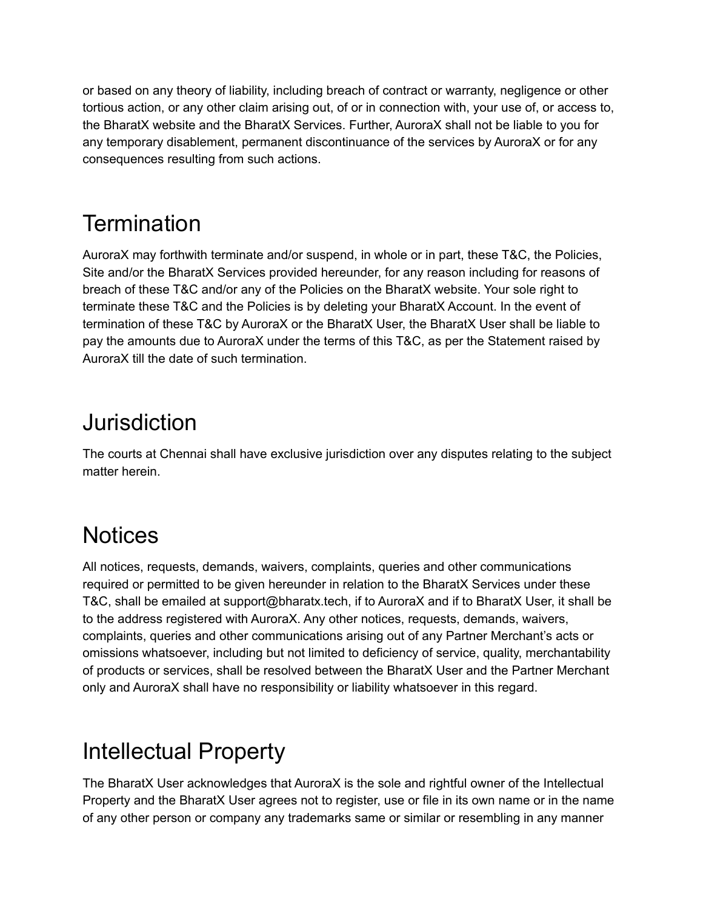or based on any theory of liability, including breach of contract or warranty, negligence or other tortious action, or any other claim arising out, of or in connection with, your use of, or access to, the BharatX website and the BharatX Services. Further, AuroraX shall not be liable to you for any temporary disablement, permanent discontinuance of the services by AuroraX or for any consequences resulting from such actions.

## Termination

AuroraX may forthwith terminate and/or suspend, in whole or in part, these T&C, the Policies, Site and/or the BharatX Services provided hereunder, for any reason including for reasons of breach of these T&C and/or any of the Policies on the BharatX website. Your sole right to terminate these T&C and the Policies is by deleting your BharatX Account. In the event of termination of these T&C by AuroraX or the BharatX User, the BharatX User shall be liable to pay the amounts due to AuroraX under the terms of this T&C, as per the Statement raised by AuroraX till the date of such termination.

## Jurisdiction

The courts at Chennai shall have exclusive jurisdiction over any disputes relating to the subject matter herein.

## Notices

All notices, requests, demands, waivers, complaints, queries and other communications required or permitted to be given hereunder in relation to the BharatX Services under these T&C, shall be emailed at support@bharatx.tech, if to AuroraX and if to BharatX User, it shall be to the address registered with AuroraX. Any other notices, requests, demands, waivers, complaints, queries and other communications arising out of any Partner Merchant's acts or omissions whatsoever, including but not limited to deficiency of service, quality, merchantability of products or services, shall be resolved between the BharatX User and the Partner Merchant only and AuroraX shall have no responsibility or liability whatsoever in this regard.

## Intellectual Property

The BharatX User acknowledges that AuroraX is the sole and rightful owner of the Intellectual Property and the BharatX User agrees not to register, use or file in its own name or in the name of any other person or company any trademarks same or similar or resembling in any manner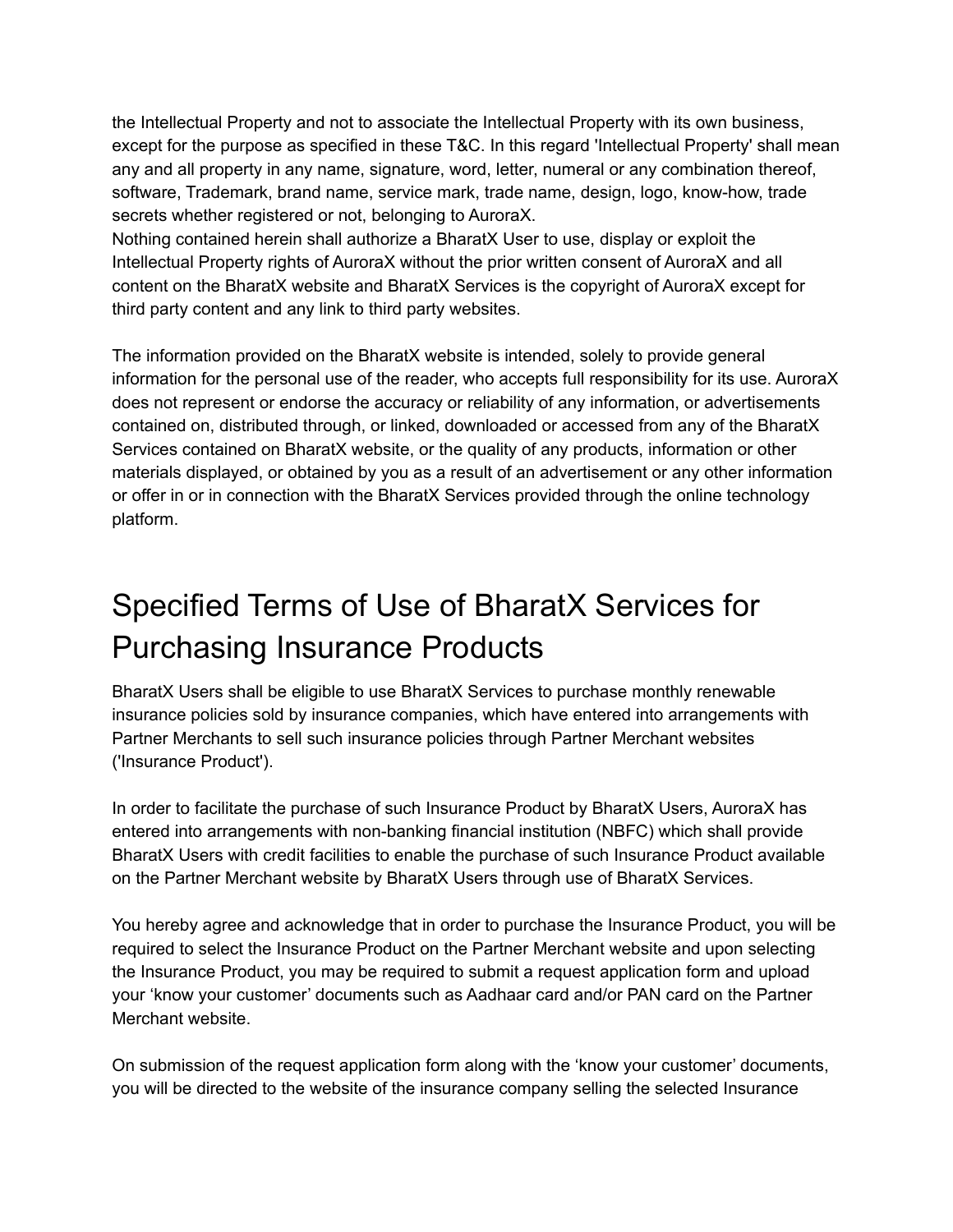the Intellectual Property and not to associate the Intellectual Property with its own business, except for the purpose as specified in these T&C. In this regard 'Intellectual Property' shall mean any and all property in any name, signature, word, letter, numeral or any combination thereof, software, Trademark, brand name, service mark, trade name, design, logo, know-how, trade secrets whether registered or not, belonging to AuroraX.
Nothing contained herein shall authorize a BharatX User to use, display or exploit the Intellectual Property rights of AuroraX without the prior written consent of AuroraX and all content on the BharatX website and BharatX Services is the copyright of AuroraX except for third party content and any link to third party websites.

The information provided on the BharatX website is intended, solely to provide general information for the personal use of the reader, who accepts full responsibility for its use. AuroraX does not represent or endorse the accuracy or reliability of any information, or advertisements contained on, distributed through, or linked, downloaded or accessed from any of the BharatX Services contained on BharatX website, or the quality of any products, information or other materials displayed, or obtained by you as a result of an advertisement or any other information or offer in or in connection with the BharatX Services provided through the online technology platform.

# Specified Terms of Use of BharatX Services for Purchasing Insurance Products

BharatX Users shall be eligible to use BharatX Services to purchase monthly renewable insurance policies sold by insurance companies, which have entered into arrangements with Partner Merchants to sell such insurance policies through Partner Merchant websites ('Insurance Product').

In order to facilitate the purchase of such Insurance Product by BharatX Users, AuroraX has entered into arrangements with non-banking financial institution (NBFC) which shall provide BharatX Users with credit facilities to enable the purchase of such Insurance Product available on the Partner Merchant website by BharatX Users through use of BharatX Services.

You hereby agree and acknowledge that in order to purchase the Insurance Product, you will be required to select the Insurance Product on the Partner Merchant website and upon selecting the Insurance Product, you may be required to submit a request application form and upload your ‘know your customer’ documents such as Aadhaar card and/or PAN card on the Partner Merchant website.

On submission of the request application form along with the ‘know your customer’ documents, you will be directed to the website of the insurance company selling the selected Insurance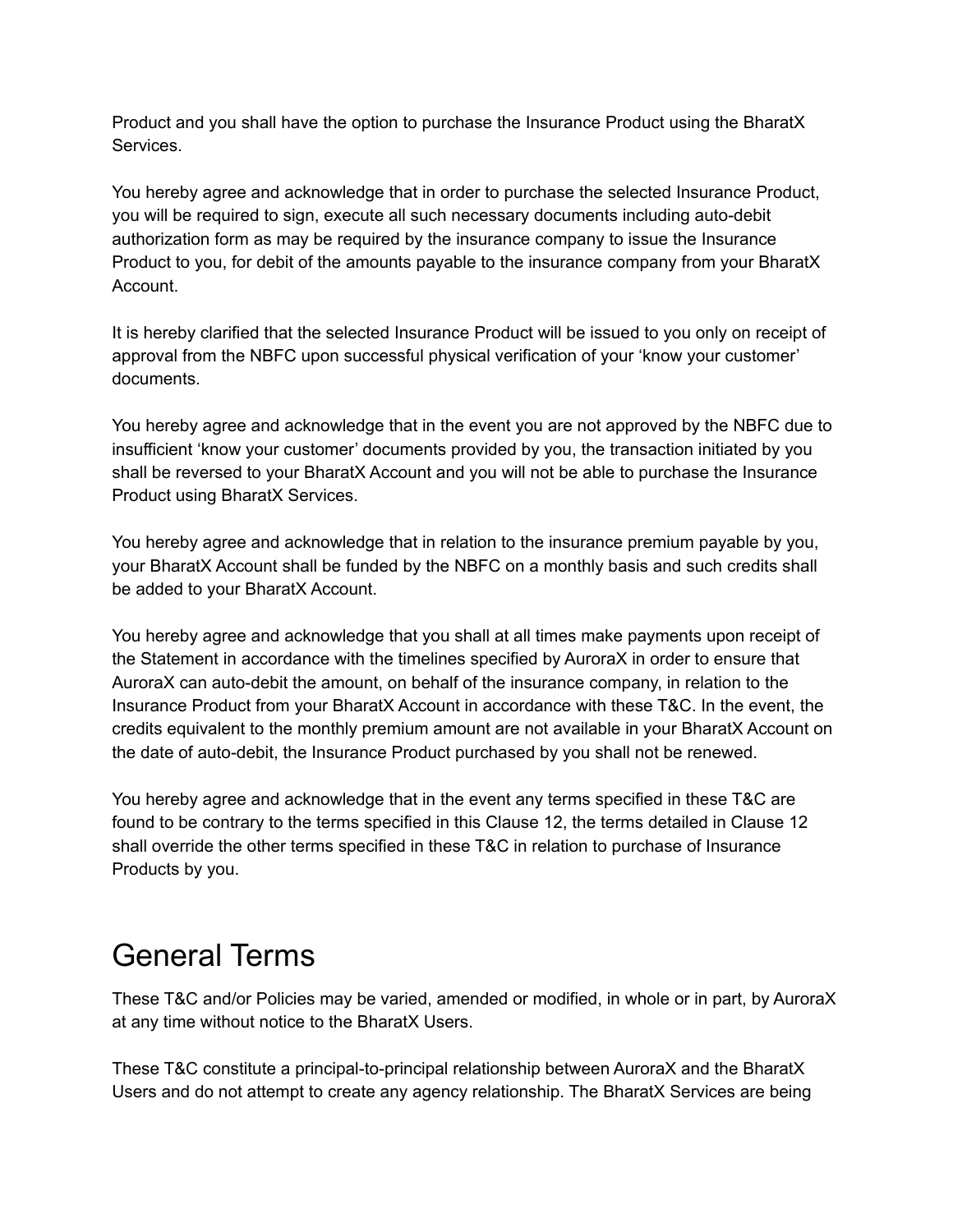Product and you shall have the option to purchase the Insurance Product using the BharatX Services.

You hereby agree and acknowledge that in order to purchase the selected Insurance Product, you will be required to sign, execute all such necessary documents including auto-debit authorization form as may be required by the insurance company to issue the Insurance Product to you, for debit of the amounts payable to the insurance company from your BharatX Account.

It is hereby clarified that the selected Insurance Product will be issued to you only on receipt of approval from the NBFC upon successful physical verification of your 'know your customer' documents.

You hereby agree and acknowledge that in the event you are not approved by the NBFC due to insufficient 'know your customer' documents provided by you, the transaction initiated by you shall be reversed to your BharatX Account and you will not be able to purchase the Insurance Product using BharatX Services.

You hereby agree and acknowledge that in relation to the insurance premium payable by you, your BharatX Account shall be funded by the NBFC on a monthly basis and such credits shall be added to your BharatX Account.

You hereby agree and acknowledge that you shall at all times make payments upon receipt of the Statement in accordance with the timelines specified by AuroraX in order to ensure that AuroraX can auto-debit the amount, on behalf of the insurance company, in relation to the Insurance Product from your BharatX Account in accordance with these T&C. In the event, the credits equivalent to the monthly premium amount are not available in your BharatX Account on the date of auto-debit, the Insurance Product purchased by you shall not be renewed.

You hereby agree and acknowledge that in the event any terms specified in these T&C are found to be contrary to the terms specified in this Clause 12, the terms detailed in Clause 12 shall override the other terms specified in these T&C in relation to purchase of Insurance Products by you.

# General Terms

These T&C and/or Policies may be varied, amended or modified, in whole or in part, by AuroraX at any time without notice to the BharatX Users.

These T&C constitute a principal-to-principal relationship between AuroraX and the BharatX Users and do not attempt to create any agency relationship. The BharatX Services are being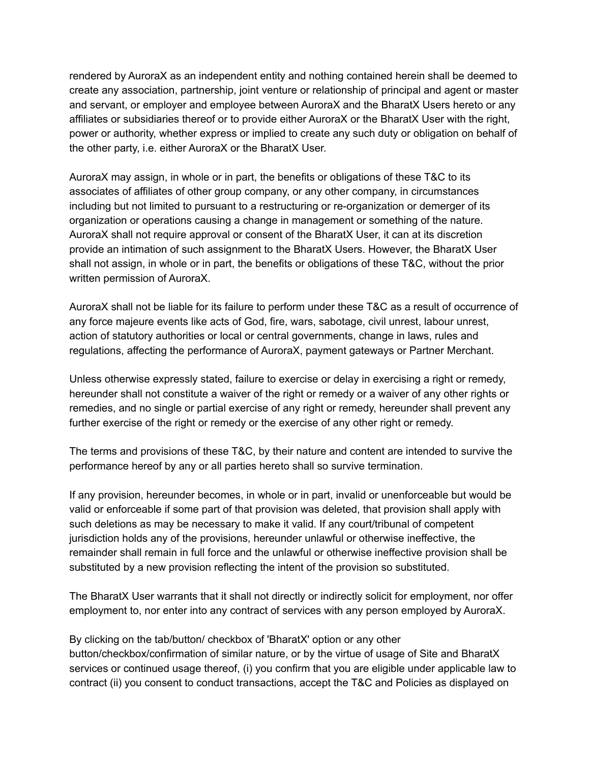rendered by AuroraX as an independent entity and nothing contained herein shall be deemed to create any association, partnership, joint venture or relationship of principal and agent or master and servant, or employer and employee between AuroraX and the BharatX Users hereto or any affiliates or subsidiaries thereof or to provide either AuroraX or the BharatX User with the right, power or authority, whether express or implied to create any such duty or obligation on behalf of the other party, i.e. either AuroraX or the BharatX User.

AuroraX may assign, in whole or in part, the benefits or obligations of these T&C to its associates of affiliates of other group company, or any other company, in circumstances including but not limited to pursuant to a restructuring or re-organization or demerger of its organization or operations causing a change in management or something of the nature. AuroraX shall not require approval or consent of the BharatX User, it can at its discretion provide an intimation of such assignment to the BharatX Users. However, the BharatX User shall not assign, in whole or in part, the benefits or obligations of these T&C, without the prior written permission of AuroraX.

AuroraX shall not be liable for its failure to perform under these T&C as a result of occurrence of any force majeure events like acts of God, fire, wars, sabotage, civil unrest, labour unrest, action of statutory authorities or local or central governments, change in laws, rules and regulations, affecting the performance of AuroraX, payment gateways or Partner Merchant.

Unless otherwise expressly stated, failure to exercise or delay in exercising a right or remedy, hereunder shall not constitute a waiver of the right or remedy or a waiver of any other rights or remedies, and no single or partial exercise of any right or remedy, hereunder shall prevent any further exercise of the right or remedy or the exercise of any other right or remedy.

The terms and provisions of these T&C, by their nature and content are intended to survive the performance hereof by any or all parties hereto shall so survive termination.

If any provision, hereunder becomes, in whole or in part, invalid or unenforceable but would be valid or enforceable if some part of that provision was deleted, that provision shall apply with such deletions as may be necessary to make it valid. If any court/tribunal of competent jurisdiction holds any of the provisions, hereunder unlawful or otherwise ineffective, the remainder shall remain in full force and the unlawful or otherwise ineffective provision shall be substituted by a new provision reflecting the intent of the provision so substituted.

The BharatX User warrants that it shall not directly or indirectly solicit for employment, nor offer employment to, nor enter into any contract of services with any person employed by AuroraX.

By clicking on the tab/button/ checkbox of 'BharatX' option or any other button/checkbox/confirmation of similar nature, or by the virtue of usage of Site and BharatX services or continued usage thereof, (i) you confirm that you are eligible under applicable law to contract (ii) you consent to conduct transactions, accept the T&C and Policies as displayed on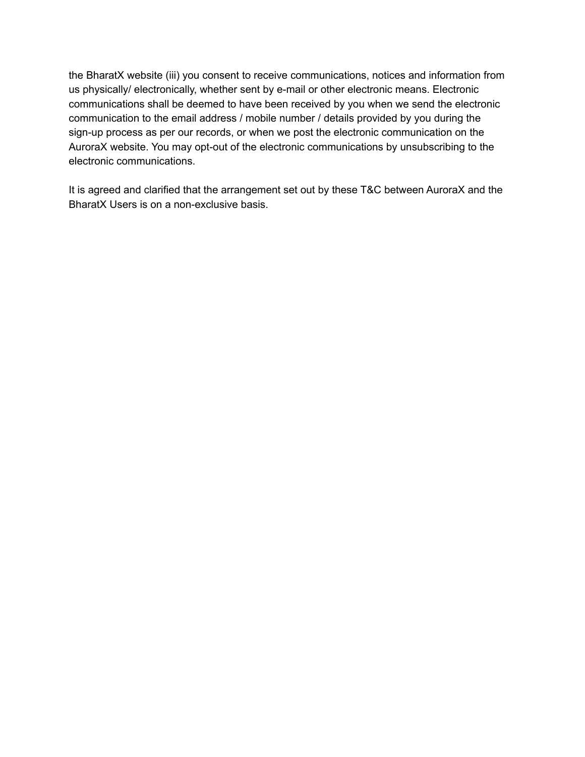the BharatX website (iii) you consent to receive communications, notices and information from us physically/ electronically, whether sent by e-mail or other electronic means. Electronic communications shall be deemed to have been received by you when we send the electronic communication to the email address / mobile number / details provided by you during the sign-up process as per our records, or when we post the electronic communication on the AuroraX website. You may opt-out of the electronic communications by unsubscribing to the electronic communications.

It is agreed and clarified that the arrangement set out by these T&C between AuroraX and the BharatX Users is on a non-exclusive basis.